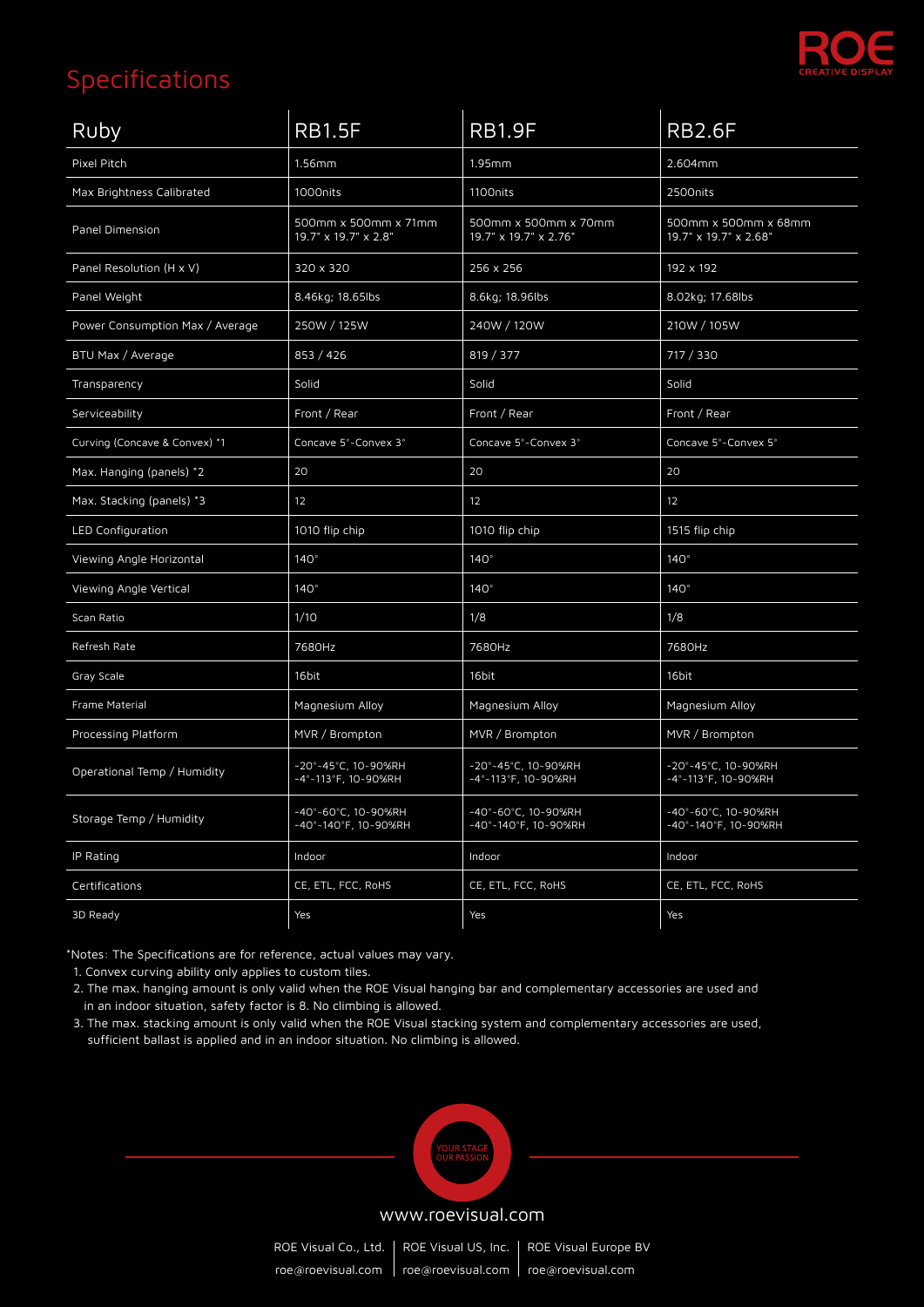# Specifications

| Ruby | RB1.5F | RB1.9F | RB2.6F |
|---|---|---|---|
| Pixel Pitch | 1.56mm | 1.95mm | 2.604mm |
| Max Brightness Calibrated | 1000nits | 1100nits | 2500nits |
| Panel Dimension | 500mm x 500mm x 71mm<br>19.7" x 19.7" x 2.8" | 500mm x 500mm x 70mm<br>19.7" x 19.7" x 2.76" | 500mm x 500mm x 68mm<br>19.7" x 19.7" x 2.68" |
| Panel Resolution (H x V) | 320 x 320 | 256 x 256 | 192 x 192 |
| Panel Weight | 8.46kg; 18.65lbs | 8.6kg; 18.96lbs | 8.02kg; 17.68lbs |
| Power Consumption Max / Average | 250W / 125W | 240W / 120W | 210W / 105W |
| BTU Max / Average | 853 / 426 | 819 / 377 | 717 / 330 |
| Transparency | Solid | Solid | Solid |
| Serviceability | Front / Rear | Front / Rear | Front / Rear |
| Curving (Concave & Convex) *1 | Concave 5°-Convex 3° | Concave 5°-Convex 3° | Concave 5°-Convex 5° |
| Max. Hanging (panels) *2 | 20 | 20 | 20 |
| Max. Stacking (panels) *3 | 12 | 12 | 12 |
| LED Configuration | 1010 flip chip | 1010 flip chip | 1515 flip chip |
| Viewing Angle Horizontal | 140° | 140° | 140° |
| Viewing Angle Vertical | 140° | 140° | 140° |
| Scan Ratio | 1/10 | 1/8 | 1/8 |
| Refresh Rate | 7680Hz | 7680Hz | 7680Hz |
| Gray Scale | 16bit | 16bit | 16bit |
| Frame Material | Magnesium Alloy | Magnesium Alloy | Magnesium Alloy |
| Processing Platform | MVR / Brompton | MVR / Brompton | MVR / Brompton |
| Operational Temp / Humidity | -20°-45°C, 10-90%RH<br>-4°-113°F, 10-90%RH | -20°-45°C, 10-90%RH<br>-4°-113°F, 10-90%RH | -20°-45°C, 10-90%RH<br>-4°-113°F, 10-90%RH |
| Storage Temp / Humidity | -40°-60°C, 10-90%RH<br>-40°-140°F, 10-90%RH | -40°-60°C, 10-90%RH<br>-40°-140°F, 10-90%RH | -40°-60°C, 10-90%RH<br>-40°-140°F, 10-90%RH |
| IP Rating | Indoor | Indoor | Indoor |
| Certifications | CE, ETL, FCC, RoHS | CE, ETL, FCC, RoHS | CE, ETL, FCC, RoHS |
| 3D Ready | Yes | Yes | Yes |

*Notes: The Specifications are for reference, actual values may vary.

1. Convex curving ability only applies to custom tiles.
2. The max. hanging amount is only valid when the ROE Visual hanging bar and complementary accessories are used and in an indoor situation, safety factor is 8. No climbing is allowed.
3. The max. stacking amount is only valid when the ROE Visual stacking system and complementary accessories are used, sufficient ballast is applied and in an indoor situation. No climbing is allowed.

YOUR STAGE OUR PASSION

www.roevisual.com

ROE Visual Co., Ltd. | ROE Visual US, Inc. | ROE Visual Europe BV
roe@roevisual.com | roe@roevisual.com | roe@roevisual.com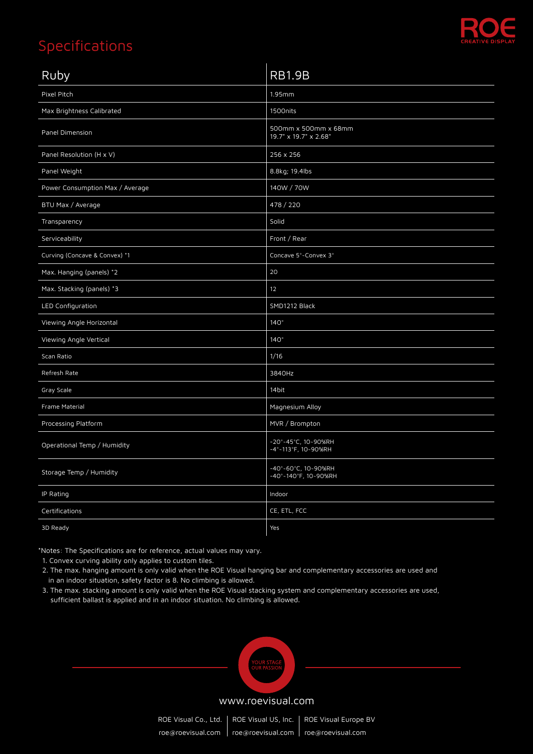# Specifications

| Ruby | RB1.9B |
|---|---|
| Pixel Pitch | 1.95mm |
| Max Brightness Calibrated | 1500nits |
| Panel Dimension | 500mm x 500mm x 68mm<br>19.7" x 19.7" x 2.68" |
| Panel Resolution (H x V) | 256 x 256 |
| Panel Weight | 8.8kg; 19.4lbs |
| Power Consumption Max / Average | 140W / 70W |
| BTU Max / Average | 478 / 220 |
| Transparency | Solid |
| Serviceability | Front / Rear |
| Curving (Concave & Convex) *1 | Concave 5°-Convex 3° |
| Max. Hanging (panels) *2 | 20 |
| Max. Stacking (panels) *3 | 12 |
| LED Configuration | SMD1212 Black |
| Viewing Angle Horizontal | 140° |
| Viewing Angle Vertical | 140° |
| Scan Ratio | 1/16 |
| Refresh Rate | 3840Hz |
| Gray Scale | 14bit |
| Frame Material | Magnesium Alloy |
| Processing Platform | MVR / Brompton |
| Operational Temp / Humidity | -20°-45°C, 10-90%RH<br>-4°-113°F, 10-90%RH |
| Storage Temp / Humidity | -40°-60°C, 10-90%RH<br>-40°-140°F, 10-90%RH |
| IP Rating | Indoor |
| Certifications | CE, ETL, FCC |
| 3D Ready | Yes |

*Notes: The Specifications are for reference, actual values may vary.

1. Convex curving ability only applies to custom tiles.
2. The max. hanging amount is only valid when the ROE Visual hanging bar and complementary accessories are used and in an indoor situation, safety factor is 8. No climbing is allowed.
3. The max. stacking amount is only valid when the ROE Visual stacking system and complementary accessories are used, sufficient ballast is applied and in an indoor situation. No climbing is allowed.

YOUR STAGE OUR PASSION

www.roevisual.com

ROE Visual Co., Ltd. | ROE Visual US, Inc. | ROE Visual Europe BV

roe@roevisual.com | roe@roevisual.com | roe@roevisual.com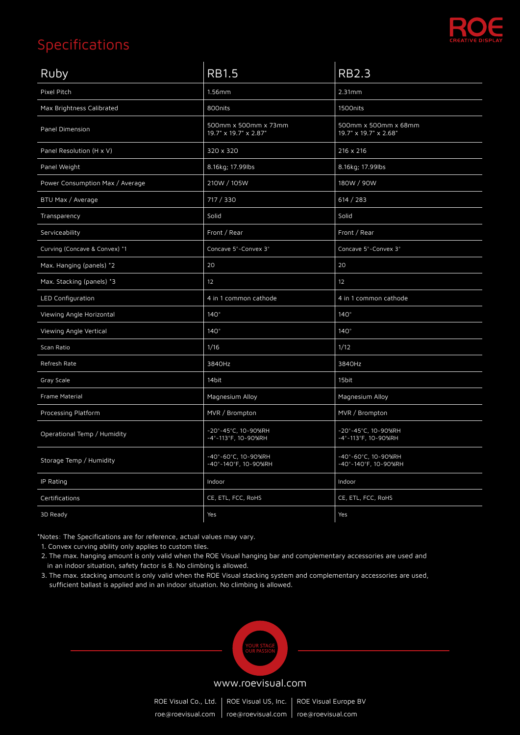# Specifications

| Ruby | RB1.5 | RB2.3 |
|---|---|---|
| Pixel Pitch | 1.56mm | 2.31mm |
| Max Brightness Calibrated | 800nits | 1500nits |
| Panel Dimension | 500mm x 500mm x 73mm<br>19.7" x 19.7" x 2.87" | 500mm x 500mm x 68mm<br>19.7" x 19.7" x 2.68" |
| Panel Resolution (H x V) | 320 x 320 | 216 x 216 |
| Panel Weight | 8.16kg; 17.99lbs | 8.16kg; 17.99lbs |
| Power Consumption Max / Average | 210W / 105W | 180W / 90W |
| BTU Max / Average | 717 / 330 | 614 / 283 |
| Transparency | Solid | Solid |
| Serviceability | Front / Rear | Front / Rear |
| Curving (Concave & Convex) *1 | Concave 5°-Convex 3° | Concave 5°-Convex 3° |
| Max. Hanging (panels) *2 | 20 | 20 |
| Max. Stacking (panels) *3 | 12 | 12 |
| LED Configuration | 4 in 1 common cathode | 4 in 1 common cathode |
| Viewing Angle Horizontal | 140° | 140° |
| Viewing Angle Vertical | 140° | 140° |
| Scan Ratio | 1/16 | 1/12 |
| Refresh Rate | 3840Hz | 3840Hz |
| Gray Scale | 14bit | 15bit |
| Frame Material | Magnesium Alloy | Magnesium Alloy |
| Processing Platform | MVR / Brompton | MVR / Brompton |
| Operational Temp / Humidity | -20°-45°C, 10-90%RH<br>-4°-113°F, 10-90%RH | -20°-45°C, 10-90%RH<br>-4°-113°F, 10-90%RH |
| Storage Temp / Humidity | -40°-60°C, 10-90%RH<br>-40°-140°F, 10-90%RH | -40°-60°C, 10-90%RH<br>-40°-140°F, 10-90%RH |
| IP Rating | Indoor | Indoor |
| Certifications | CE, ETL, FCC, RoHS | CE, ETL, FCC, RoHS |
| 3D Ready | Yes | Yes |

*Notes: The Specifications are for reference, actual values may vary.

1. Convex curving ability only applies to custom tiles.
2. The max. hanging amount is only valid when the ROE Visual hanging bar and complementary accessories are used and in an indoor situation, safety factor is 8. No climbing is allowed.
3. The max. stacking amount is only valid when the ROE Visual stacking system and complementary accessories are used, sufficient ballast is applied and in an indoor situation. No climbing is allowed.

YOUR STAGE OUR PASSION

www.roevisual.com

ROE Visual Co., Ltd. | ROE Visual US, Inc. | ROE Visual Europe BV
roe@roevisual.com | roe@roevisual.com | roe@roevisual.com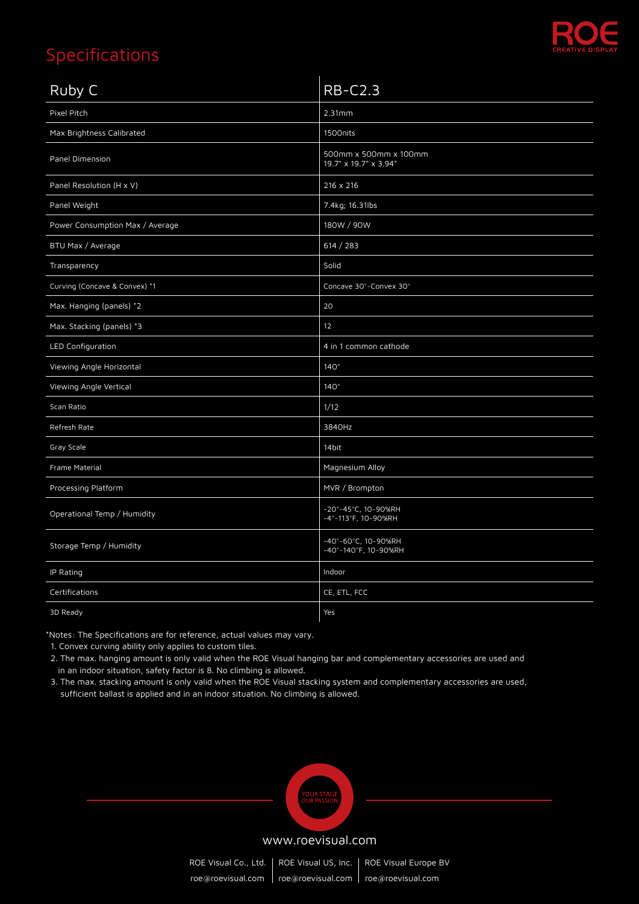# Specifications

| Ruby C | RB-C2.3 |
|---|---|
| Pixel Pitch | 2.31mm |
| Max Brightness Calibrated | 1500nits |
| Panel Dimension | 500mm x 500mm x 100mm<br>19.7" x 19.7" x 3.94" |
| Panel Resolution (H x V) | 216 x 216 |
| Panel Weight | 7.4kg; 16.31lbs |
| Power Consumption Max / Average | 180W / 90W |
| BTU Max / Average | 614 / 283 |
| Transparency | Solid |
| Curving (Concave & Convex) *1 | Concave 30°-Convex 30° |
| Max. Hanging (panels) *2 | 20 |
| Max. Stacking (panels) *3 | 12 |
| LED Configuration | 4 in 1 common cathode |
| Viewing Angle Horizontal | 140° |
| Viewing Angle Vertical | 140° |
| Scan Ratio | 1/12 |
| Refresh Rate | 3840Hz |
| Gray Scale | 14bit |
| Frame Material | Magnesium Alloy |
| Processing Platform | MVR / Brompton |
| Operational Temp / Humidity | -20°-45°C, 10-90%RH<br>-4°-113°F, 10-90%RH |
| Storage Temp / Humidity | -40°-60°C, 10-90%RH<br>-40°-140°F, 10-90%RH |
| IP Rating | Indoor |
| Certifications | CE, ETL, FCC |
| 3D Ready | Yes |

*Notes: The Specifications are for reference, actual values may vary.

1. Convex curving ability only applies to custom tiles.
2. The max. hanging amount is only valid when the ROE Visual hanging bar and complementary accessories are used and in an indoor situation, safety factor is 8. No climbing is allowed.
3. The max. stacking amount is only valid when the ROE Visual stacking system and complementary accessories are used, sufficient ballast is applied and in an indoor situation. No climbing is allowed.

YOUR STAGE OUR PASSION

www.roevisual.com

ROE Visual Co., Ltd. | ROE Visual US, Inc. | ROE Visual Europe BV

roe@roevisual.com | roe@roevisual.com | roe@roevisual.com